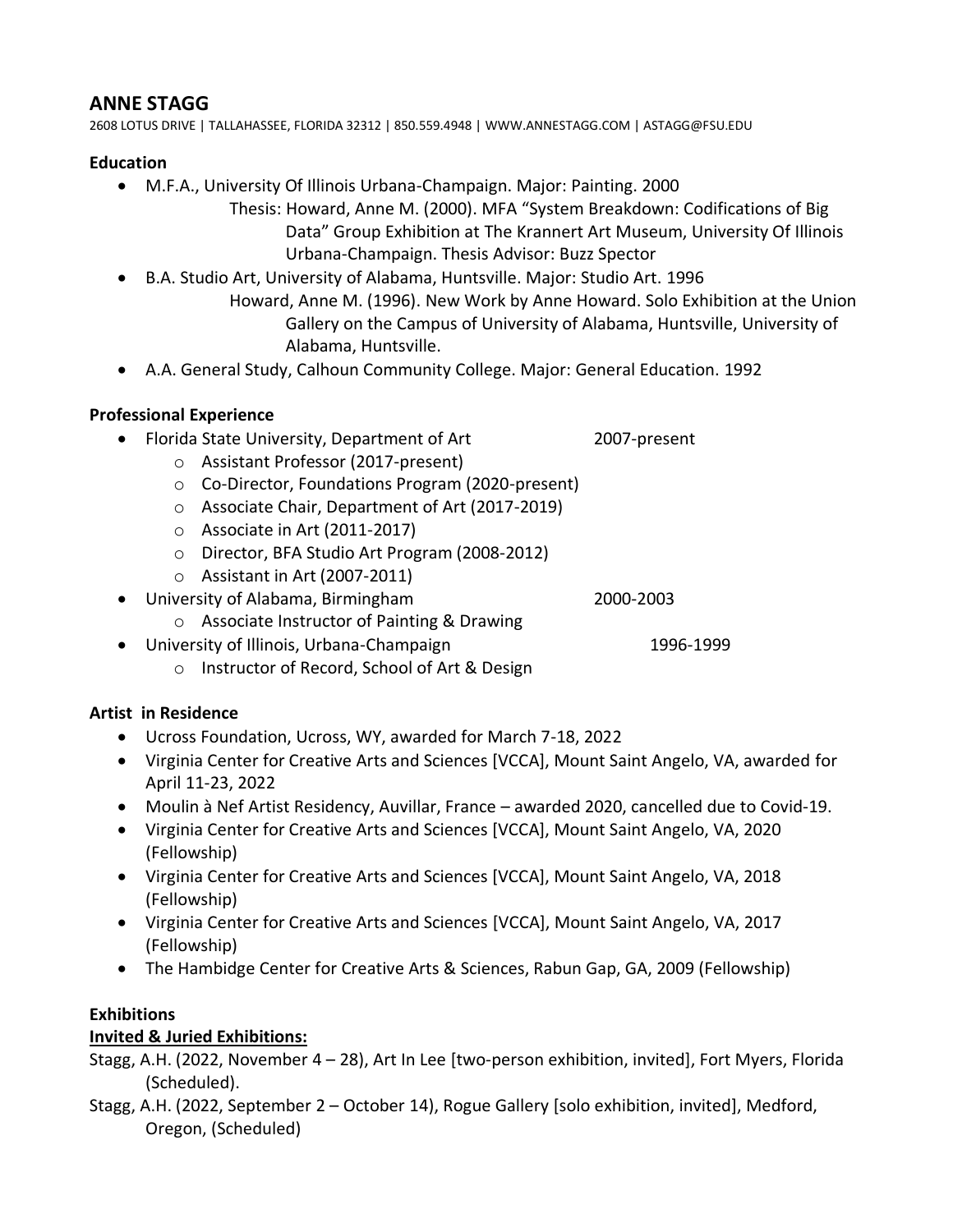# ANNE STAGG

2608 LOTUS DRIVE | TALLAHASSEE, FLORIDA 32312 | 850.559.4948 | WWW.ANNESTAGG.COM | ASTAGG@FSU.EDU

### Education

- M.F.A., University Of Illinois Urbana-Champaign. Major: Painting. 2000
  - Thesis: Howard, Anne M. (2000). MFA "System Breakdown: Codifications of Big Data" Group Exhibition at The Krannert Art Museum, University Of Illinois Urbana-Champaign. Thesis Advisor: Buzz Spector
- B.A. Studio Art, University of Alabama, Huntsville. Major: Studio Art. 1996
  - Howard, Anne M. (1996). New Work by Anne Howard. Solo Exhibition at the Union Gallery on the Campus of University of Alabama, Huntsville, University of Alabama, Huntsville.
- A.A. General Study, Calhoun Community College. Major: General Education. 1992

### Professional Experience

- Florida State University, Department of Art 2007-present
  - Assistant Professor (2017-present)
  - Co-Director, Foundations Program (2020-present)
  - Associate Chair, Department of Art (2017-2019)
  - Associate in Art (2011-2017)
  - Director, BFA Studio Art Program (2008-2012)
  - Assistant in Art (2007-2011)
- University of Alabama, Birmingham 2000-2003
  - Associate Instructor of Painting & Drawing
- University of Illinois, Urbana-Champaign 1996-1999
  - Instructor of Record, School of Art & Design

### Artist in Residence

- Ucross Foundation, Ucross, WY, awarded for March 7-18, 2022
- Virginia Center for Creative Arts and Sciences [VCCA], Mount Saint Angelo, VA, awarded for April 11-23, 2022
- Moulin à Nef Artist Residency, Auvillar, France – awarded 2020, cancelled due to Covid-19.
- Virginia Center for Creative Arts and Sciences [VCCA], Mount Saint Angelo, VA, 2020 (Fellowship)
- Virginia Center for Creative Arts and Sciences [VCCA], Mount Saint Angelo, VA, 2018 (Fellowship)
- Virginia Center for Creative Arts and Sciences [VCCA], Mount Saint Angelo, VA, 2017 (Fellowship)
- The Hambidge Center for Creative Arts & Sciences, Rabun Gap, GA, 2009 (Fellowship)

### Exhibitions

**Invited & Juried Exhibitions:**

Stagg, A.H. (2022, November 4 – 28), Art In Lee [two-person exhibition, invited], Fort Myers, Florida (Scheduled).

Stagg, A.H. (2022, September 2 – October 14), Rogue Gallery [solo exhibition, invited], Medford, Oregon, (Scheduled)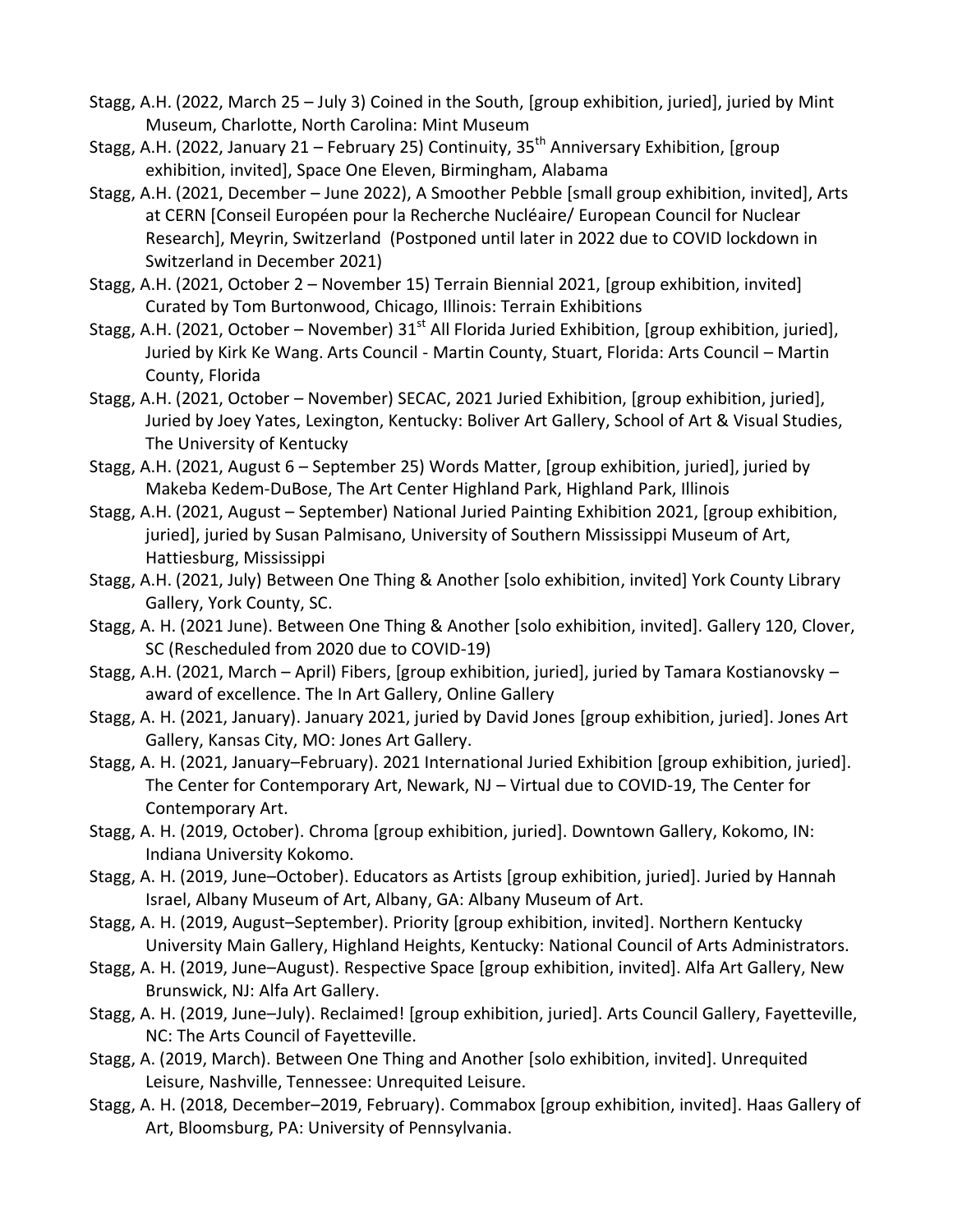Stagg, A.H. (2022, March 25 – July 3) Coined in the South, [group exhibition, juried], juried by Mint Museum, Charlotte, North Carolina: Mint Museum

Stagg, A.H. (2022, January 21 – February 25) Continuity, 35th Anniversary Exhibition, [group exhibition, invited], Space One Eleven, Birmingham, Alabama

Stagg, A.H. (2021, December – June 2022), A Smoother Pebble [small group exhibition, invited], Arts at CERN [Conseil Européen pour la Recherche Nucléaire/ European Council for Nuclear Research], Meyrin, Switzerland (Postponed until later in 2022 due to COVID lockdown in Switzerland in December 2021)

Stagg, A.H. (2021, October 2 – November 15) Terrain Biennial 2021, [group exhibition, invited] Curated by Tom Burtonwood, Chicago, Illinois: Terrain Exhibitions

Stagg, A.H. (2021, October – November) 31st All Florida Juried Exhibition, [group exhibition, juried], Juried by Kirk Ke Wang. Arts Council - Martin County, Stuart, Florida: Arts Council – Martin County, Florida

Stagg, A.H. (2021, October – November) SECAC, 2021 Juried Exhibition, [group exhibition, juried], Juried by Joey Yates, Lexington, Kentucky: Boliver Art Gallery, School of Art & Visual Studies, The University of Kentucky

Stagg, A.H. (2021, August 6 – September 25) Words Matter, [group exhibition, juried], juried by Makeba Kedem-DuBose, The Art Center Highland Park, Highland Park, Illinois

Stagg, A.H. (2021, August – September) National Juried Painting Exhibition 2021, [group exhibition, juried], juried by Susan Palmisano, University of Southern Mississippi Museum of Art, Hattiesburg, Mississippi

Stagg, A.H. (2021, July) Between One Thing & Another [solo exhibition, invited] York County Library Gallery, York County, SC.

Stagg, A. H. (2021 June). Between One Thing & Another [solo exhibition, invited]. Gallery 120, Clover, SC (Rescheduled from 2020 due to COVID-19)

Stagg, A.H. (2021, March – April) Fibers, [group exhibition, juried], juried by Tamara Kostianovsky – award of excellence. The In Art Gallery, Online Gallery

Stagg, A. H. (2021, January). January 2021, juried by David Jones [group exhibition, juried]. Jones Art Gallery, Kansas City, MO: Jones Art Gallery.

Stagg, A. H. (2021, January–February). 2021 International Juried Exhibition [group exhibition, juried]. The Center for Contemporary Art, Newark, NJ – Virtual due to COVID-19, The Center for Contemporary Art.

Stagg, A. H. (2019, October). Chroma [group exhibition, juried]. Downtown Gallery, Kokomo, IN: Indiana University Kokomo.

Stagg, A. H. (2019, June–October). Educators as Artists [group exhibition, juried]. Juried by Hannah Israel, Albany Museum of Art, Albany, GA: Albany Museum of Art.

Stagg, A. H. (2019, August–September). Priority [group exhibition, invited]. Northern Kentucky University Main Gallery, Highland Heights, Kentucky: National Council of Arts Administrators.

Stagg, A. H. (2019, June–August). Respective Space [group exhibition, invited]. Alfa Art Gallery, New Brunswick, NJ: Alfa Art Gallery.

Stagg, A. H. (2019, June–July). Reclaimed! [group exhibition, juried]. Arts Council Gallery, Fayetteville, NC: The Arts Council of Fayetteville.

Stagg, A. (2019, March). Between One Thing and Another [solo exhibition, invited]. Unrequited Leisure, Nashville, Tennessee: Unrequited Leisure.

Stagg, A. H. (2018, December–2019, February). Commabox [group exhibition, invited]. Haas Gallery of Art, Bloomsburg, PA: University of Pennsylvania.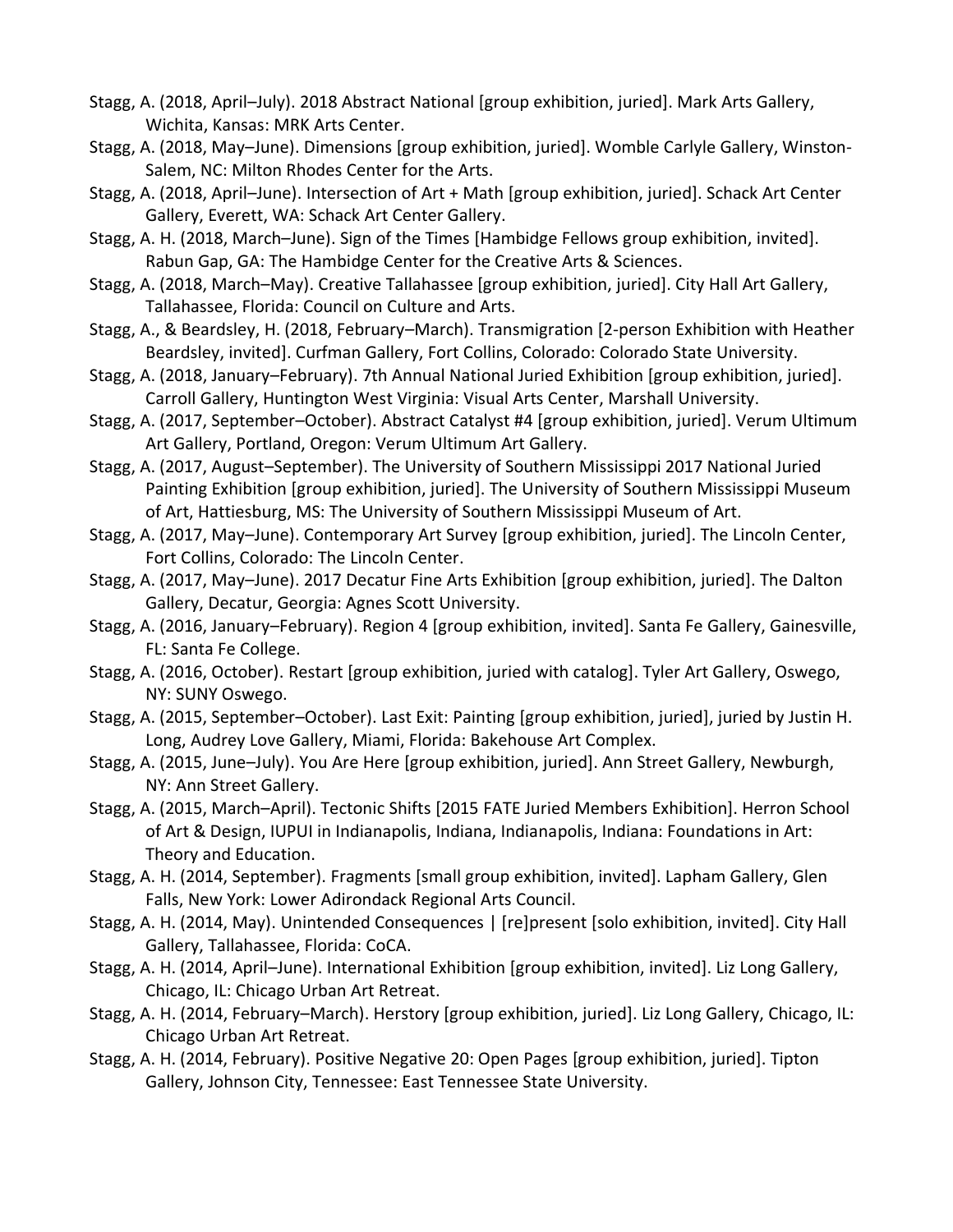Stagg, A. (2018, April–July). 2018 Abstract National [group exhibition, juried]. Mark Arts Gallery, Wichita, Kansas: MRK Arts Center.

Stagg, A. (2018, May–June). Dimensions [group exhibition, juried]. Womble Carlyle Gallery, Winston-Salem, NC: Milton Rhodes Center for the Arts.

Stagg, A. (2018, April–June). Intersection of Art + Math [group exhibition, juried]. Schack Art Center Gallery, Everett, WA: Schack Art Center Gallery.

Stagg, A. H. (2018, March–June). Sign of the Times [Hambidge Fellows group exhibition, invited]. Rabun Gap, GA: The Hambidge Center for the Creative Arts & Sciences.

Stagg, A. (2018, March–May). Creative Tallahassee [group exhibition, juried]. City Hall Art Gallery, Tallahassee, Florida: Council on Culture and Arts.

Stagg, A., & Beardsley, H. (2018, February–March). Transmigration [2-person Exhibition with Heather Beardsley, invited]. Curfman Gallery, Fort Collins, Colorado: Colorado State University.

Stagg, A. (2018, January–February). 7th Annual National Juried Exhibition [group exhibition, juried]. Carroll Gallery, Huntington West Virginia: Visual Arts Center, Marshall University.

Stagg, A. (2017, September–October). Abstract Catalyst #4 [group exhibition, juried]. Verum Ultimum Art Gallery, Portland, Oregon: Verum Ultimum Art Gallery.

Stagg, A. (2017, August–September). The University of Southern Mississippi 2017 National Juried Painting Exhibition [group exhibition, juried]. The University of Southern Mississippi Museum of Art, Hattiesburg, MS: The University of Southern Mississippi Museum of Art.

Stagg, A. (2017, May–June). Contemporary Art Survey [group exhibition, juried]. The Lincoln Center, Fort Collins, Colorado: The Lincoln Center.

Stagg, A. (2017, May–June). 2017 Decatur Fine Arts Exhibition [group exhibition, juried]. The Dalton Gallery, Decatur, Georgia: Agnes Scott University.

Stagg, A. (2016, January–February). Region 4 [group exhibition, invited]. Santa Fe Gallery, Gainesville, FL: Santa Fe College.

Stagg, A. (2016, October). Restart [group exhibition, juried with catalog]. Tyler Art Gallery, Oswego, NY: SUNY Oswego.

Stagg, A. (2015, September–October). Last Exit: Painting [group exhibition, juried], juried by Justin H. Long, Audrey Love Gallery, Miami, Florida: Bakehouse Art Complex.

Stagg, A. (2015, June–July). You Are Here [group exhibition, juried]. Ann Street Gallery, Newburgh, NY: Ann Street Gallery.

Stagg, A. (2015, March–April). Tectonic Shifts [2015 FATE Juried Members Exhibition]. Herron School of Art & Design, IUPUI in Indianapolis, Indiana, Indianapolis, Indiana: Foundations in Art: Theory and Education.

Stagg, A. H. (2014, September). Fragments [small group exhibition, invited]. Lapham Gallery, Glen Falls, New York: Lower Adirondack Regional Arts Council.

Stagg, A. H. (2014, May). Unintended Consequences | [re]present [solo exhibition, invited]. City Hall Gallery, Tallahassee, Florida: CoCA.

Stagg, A. H. (2014, April–June). International Exhibition [group exhibition, invited]. Liz Long Gallery, Chicago, IL: Chicago Urban Art Retreat.

Stagg, A. H. (2014, February–March). Herstory [group exhibition, juried]. Liz Long Gallery, Chicago, IL: Chicago Urban Art Retreat.

Stagg, A. H. (2014, February). Positive Negative 20: Open Pages [group exhibition, juried]. Tipton Gallery, Johnson City, Tennessee: East Tennessee State University.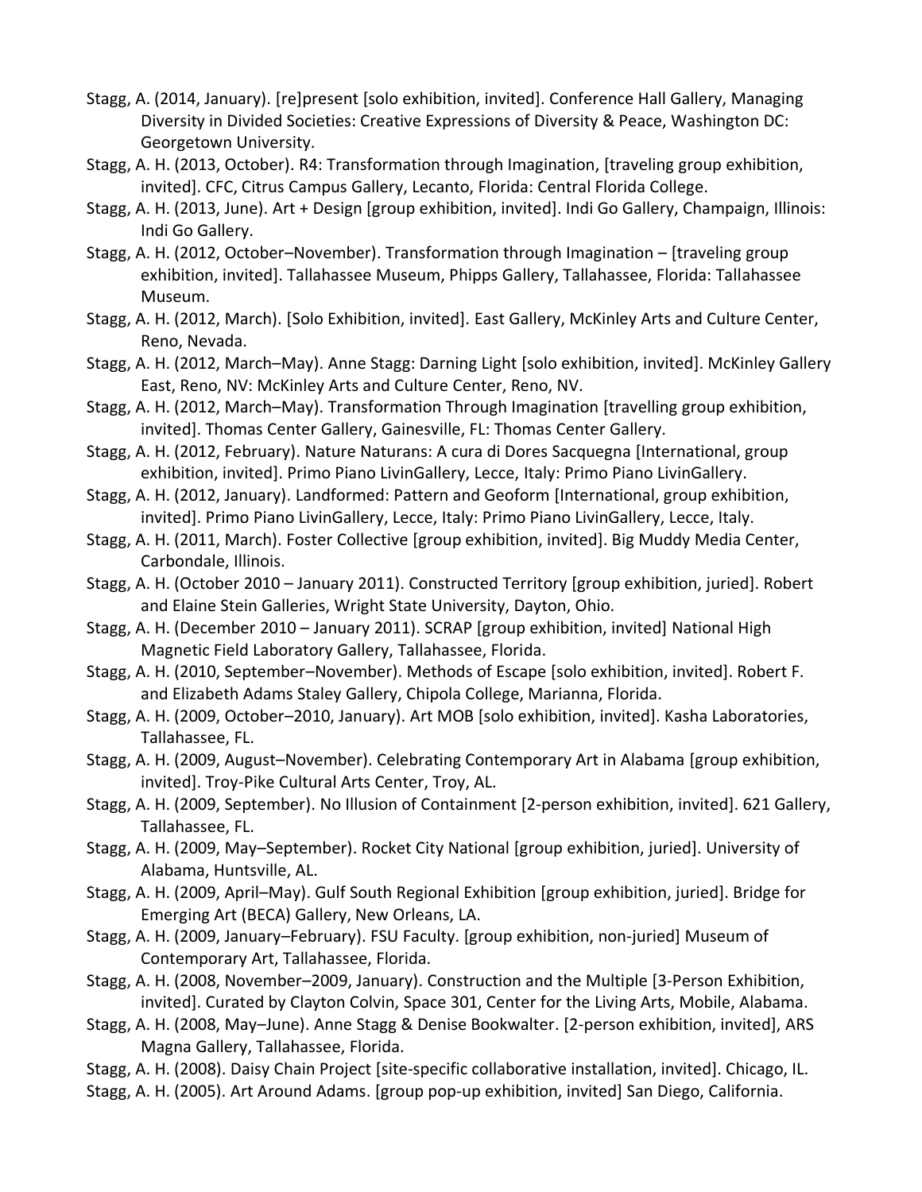Stagg, A. (2014, January). [re]present [solo exhibition, invited]. Conference Hall Gallery, Managing Diversity in Divided Societies: Creative Expressions of Diversity & Peace, Washington DC: Georgetown University.

Stagg, A. H. (2013, October). R4: Transformation through Imagination, [traveling group exhibition, invited]. CFC, Citrus Campus Gallery, Lecanto, Florida: Central Florida College.

Stagg, A. H. (2013, June). Art + Design [group exhibition, invited]. Indi Go Gallery, Champaign, Illinois: Indi Go Gallery.

Stagg, A. H. (2012, October–November). Transformation through Imagination – [traveling group exhibition, invited]. Tallahassee Museum, Phipps Gallery, Tallahassee, Florida: Tallahassee Museum.

Stagg, A. H. (2012, March). [Solo Exhibition, invited]. East Gallery, McKinley Arts and Culture Center, Reno, Nevada.

Stagg, A. H. (2012, March–May). Anne Stagg: Darning Light [solo exhibition, invited]. McKinley Gallery East, Reno, NV: McKinley Arts and Culture Center, Reno, NV.

Stagg, A. H. (2012, March–May). Transformation Through Imagination [travelling group exhibition, invited]. Thomas Center Gallery, Gainesville, FL: Thomas Center Gallery.

Stagg, A. H. (2012, February). Nature Naturans: A cura di Dores Sacquegna [International, group exhibition, invited]. Primo Piano LivinGallery, Lecce, Italy: Primo Piano LivinGallery.

Stagg, A. H. (2012, January). Landformed: Pattern and Geoform [International, group exhibition, invited]. Primo Piano LivinGallery, Lecce, Italy: Primo Piano LivinGallery, Lecce, Italy.

Stagg, A. H. (2011, March). Foster Collective [group exhibition, invited]. Big Muddy Media Center, Carbondale, Illinois.

Stagg, A. H. (October 2010 – January 2011). Constructed Territory [group exhibition, juried]. Robert and Elaine Stein Galleries, Wright State University, Dayton, Ohio.

Stagg, A. H. (December 2010 – January 2011). SCRAP [group exhibition, invited] National High Magnetic Field Laboratory Gallery, Tallahassee, Florida.

Stagg, A. H. (2010, September–November). Methods of Escape [solo exhibition, invited]. Robert F. and Elizabeth Adams Staley Gallery, Chipola College, Marianna, Florida.

Stagg, A. H. (2009, October–2010, January). Art MOB [solo exhibition, invited]. Kasha Laboratories, Tallahassee, FL.

Stagg, A. H. (2009, August–November). Celebrating Contemporary Art in Alabama [group exhibition, invited]. Troy-Pike Cultural Arts Center, Troy, AL.

Stagg, A. H. (2009, September). No Illusion of Containment [2-person exhibition, invited]. 621 Gallery, Tallahassee, FL.

Stagg, A. H. (2009, May–September). Rocket City National [group exhibition, juried]. University of Alabama, Huntsville, AL.

Stagg, A. H. (2009, April–May). Gulf South Regional Exhibition [group exhibition, juried]. Bridge for Emerging Art (BECA) Gallery, New Orleans, LA.

Stagg, A. H. (2009, January–February). FSU Faculty. [group exhibition, non-juried] Museum of Contemporary Art, Tallahassee, Florida.

Stagg, A. H. (2008, November–2009, January). Construction and the Multiple [3-Person Exhibition, invited]. Curated by Clayton Colvin, Space 301, Center for the Living Arts, Mobile, Alabama.

Stagg, A. H. (2008, May–June). Anne Stagg & Denise Bookwalter. [2-person exhibition, invited], ARS Magna Gallery, Tallahassee, Florida.

Stagg, A. H. (2008). Daisy Chain Project [site-specific collaborative installation, invited]. Chicago, IL.

Stagg, A. H. (2005). Art Around Adams. [group pop-up exhibition, invited] San Diego, California.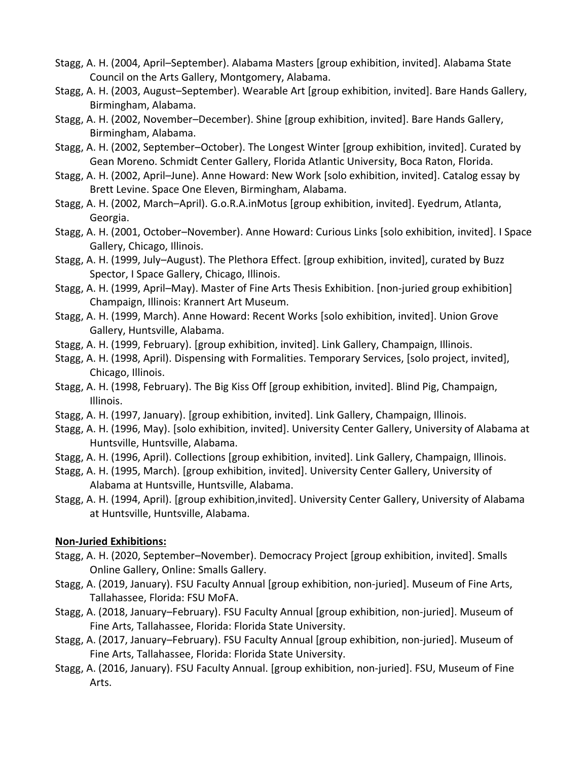Stagg, A. H. (2004, April–September). Alabama Masters [group exhibition, invited]. Alabama State Council on the Arts Gallery, Montgomery, Alabama.

Stagg, A. H. (2003, August–September). Wearable Art [group exhibition, invited]. Bare Hands Gallery, Birmingham, Alabama.

Stagg, A. H. (2002, November–December). Shine [group exhibition, invited]. Bare Hands Gallery, Birmingham, Alabama.

Stagg, A. H. (2002, September–October). The Longest Winter [group exhibition, invited]. Curated by Gean Moreno. Schmidt Center Gallery, Florida Atlantic University, Boca Raton, Florida.

Stagg, A. H. (2002, April–June). Anne Howard: New Work [solo exhibition, invited]. Catalog essay by Brett Levine. Space One Eleven, Birmingham, Alabama.

Stagg, A. H. (2002, March–April). G.o.R.A.inMotus [group exhibition, invited]. Eyedrum, Atlanta, Georgia.

Stagg, A. H. (2001, October–November). Anne Howard: Curious Links [solo exhibition, invited]. I Space Gallery, Chicago, Illinois.

Stagg, A. H. (1999, July–August). The Plethora Effect. [group exhibition, invited], curated by Buzz Spector, I Space Gallery, Chicago, Illinois.

Stagg, A. H. (1999, April–May). Master of Fine Arts Thesis Exhibition. [non-juried group exhibition] Champaign, Illinois: Krannert Art Museum.

Stagg, A. H. (1999, March). Anne Howard: Recent Works [solo exhibition, invited]. Union Grove Gallery, Huntsville, Alabama.

Stagg, A. H. (1999, February). [group exhibition, invited]. Link Gallery, Champaign, Illinois.

Stagg, A. H. (1998, April). Dispensing with Formalities. Temporary Services, [solo project, invited], Chicago, Illinois.

Stagg, A. H. (1998, February). The Big Kiss Off [group exhibition, invited]. Blind Pig, Champaign, Illinois.

Stagg, A. H. (1997, January). [group exhibition, invited]. Link Gallery, Champaign, Illinois.

Stagg, A. H. (1996, May). [solo exhibition, invited]. University Center Gallery, University of Alabama at Huntsville, Huntsville, Alabama.

Stagg, A. H. (1996, April). Collections [group exhibition, invited]. Link Gallery, Champaign, Illinois.

Stagg, A. H. (1995, March). [group exhibition, invited]. University Center Gallery, University of Alabama at Huntsville, Huntsville, Alabama.

Stagg, A. H. (1994, April). [group exhibition,invited]. University Center Gallery, University of Alabama at Huntsville, Huntsville, Alabama.

**Non-Juried Exhibitions:**

Stagg, A. H. (2020, September–November). Democracy Project [group exhibition, invited]. Smalls Online Gallery, Online: Smalls Gallery.

Stagg, A. (2019, January). FSU Faculty Annual [group exhibition, non-juried]. Museum of Fine Arts, Tallahassee, Florida: FSU MoFA.

Stagg, A. (2018, January–February). FSU Faculty Annual [group exhibition, non-juried]. Museum of Fine Arts, Tallahassee, Florida: Florida State University.

Stagg, A. (2017, January–February). FSU Faculty Annual [group exhibition, non-juried]. Museum of Fine Arts, Tallahassee, Florida: Florida State University.

Stagg, A. (2016, January). FSU Faculty Annual. [group exhibition, non-juried]. FSU, Museum of Fine Arts.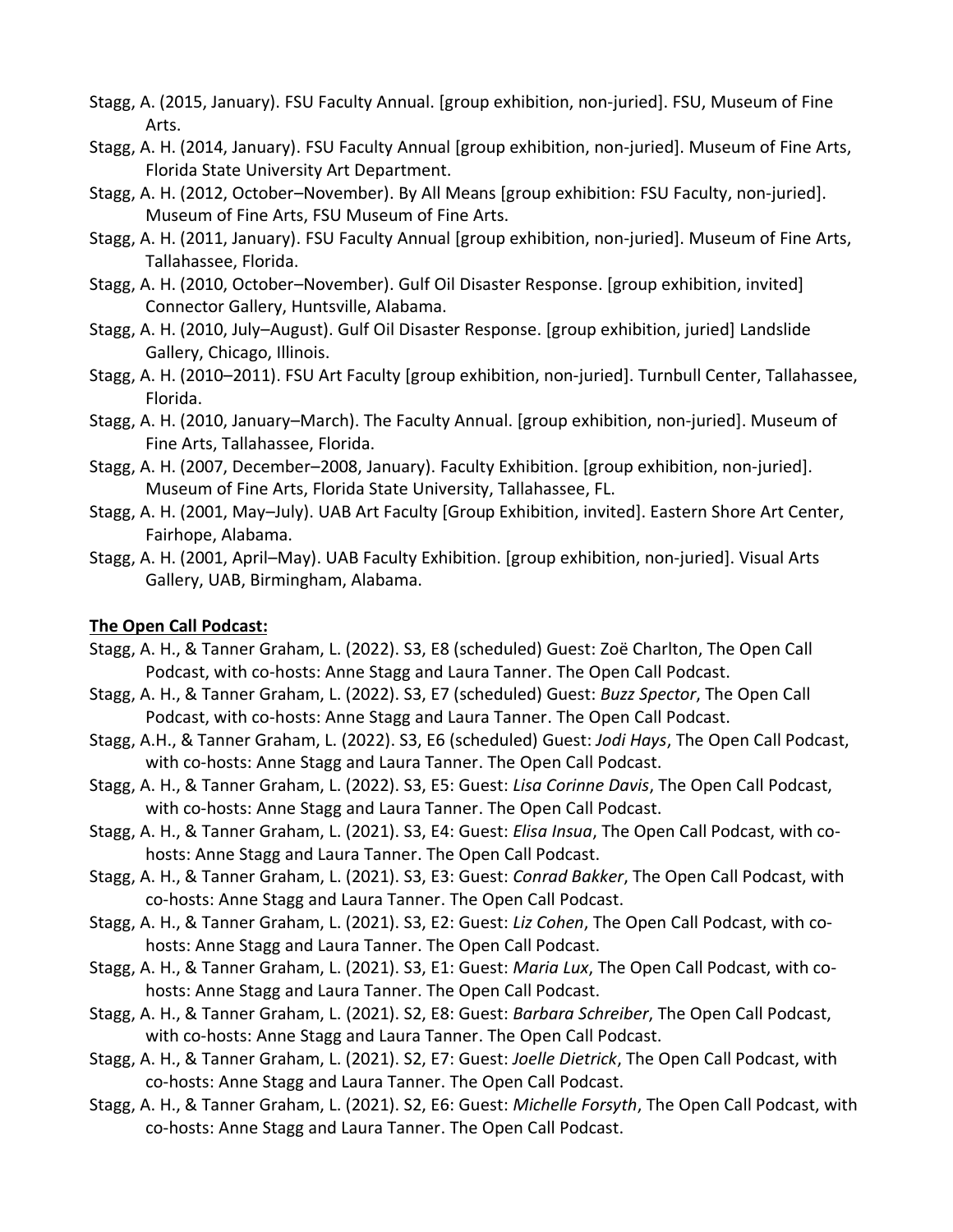Stagg, A. (2015, January). FSU Faculty Annual. [group exhibition, non-juried]. FSU, Museum of Fine Arts.

Stagg, A. H. (2014, January). FSU Faculty Annual [group exhibition, non-juried]. Museum of Fine Arts, Florida State University Art Department.

Stagg, A. H. (2012, October–November). By All Means [group exhibition: FSU Faculty, non-juried]. Museum of Fine Arts, FSU Museum of Fine Arts.

Stagg, A. H. (2011, January). FSU Faculty Annual [group exhibition, non-juried]. Museum of Fine Arts, Tallahassee, Florida.

Stagg, A. H. (2010, October–November). Gulf Oil Disaster Response. [group exhibition, invited] Connector Gallery, Huntsville, Alabama.

Stagg, A. H. (2010, July–August). Gulf Oil Disaster Response. [group exhibition, juried] Landslide Gallery, Chicago, Illinois.

Stagg, A. H. (2010–2011). FSU Art Faculty [group exhibition, non-juried]. Turnbull Center, Tallahassee, Florida.

Stagg, A. H. (2010, January–March). The Faculty Annual. [group exhibition, non-juried]. Museum of Fine Arts, Tallahassee, Florida.

Stagg, A. H. (2007, December–2008, January). Faculty Exhibition. [group exhibition, non-juried]. Museum of Fine Arts, Florida State University, Tallahassee, FL.

Stagg, A. H. (2001, May–July). UAB Art Faculty [Group Exhibition, invited]. Eastern Shore Art Center, Fairhope, Alabama.

Stagg, A. H. (2001, April–May). UAB Faculty Exhibition. [group exhibition, non-juried]. Visual Arts Gallery, UAB, Birmingham, Alabama.

**The Open Call Podcast:**

Stagg, A. H., & Tanner Graham, L. (2022). S3, E8 (scheduled) Guest: Zoë Charlton, The Open Call Podcast, with co-hosts: Anne Stagg and Laura Tanner. The Open Call Podcast.

Stagg, A. H., & Tanner Graham, L. (2022). S3, E7 (scheduled) Guest: *Buzz Spector*, The Open Call Podcast, with co-hosts: Anne Stagg and Laura Tanner. The Open Call Podcast.

Stagg, A.H., & Tanner Graham, L. (2022). S3, E6 (scheduled) Guest: *Jodi Hays*, The Open Call Podcast, with co-hosts: Anne Stagg and Laura Tanner. The Open Call Podcast.

Stagg, A. H., & Tanner Graham, L. (2022). S3, E5: Guest: *Lisa Corinne Davis*, The Open Call Podcast, with co-hosts: Anne Stagg and Laura Tanner. The Open Call Podcast.

Stagg, A. H., & Tanner Graham, L. (2021). S3, E4: Guest: *Elisa Insua*, The Open Call Podcast, with co-hosts: Anne Stagg and Laura Tanner. The Open Call Podcast.

Stagg, A. H., & Tanner Graham, L. (2021). S3, E3: Guest: *Conrad Bakker*, The Open Call Podcast, with co-hosts: Anne Stagg and Laura Tanner. The Open Call Podcast.

Stagg, A. H., & Tanner Graham, L. (2021). S3, E2: Guest: *Liz Cohen*, The Open Call Podcast, with co-hosts: Anne Stagg and Laura Tanner. The Open Call Podcast.

Stagg, A. H., & Tanner Graham, L. (2021). S3, E1: Guest: *Maria Lux*, The Open Call Podcast, with co-hosts: Anne Stagg and Laura Tanner. The Open Call Podcast.

Stagg, A. H., & Tanner Graham, L. (2021). S2, E8: Guest: *Barbara Schreiber*, The Open Call Podcast, with co-hosts: Anne Stagg and Laura Tanner. The Open Call Podcast.

Stagg, A. H., & Tanner Graham, L. (2021). S2, E7: Guest: *Joelle Dietrick*, The Open Call Podcast, with co-hosts: Anne Stagg and Laura Tanner. The Open Call Podcast.

Stagg, A. H., & Tanner Graham, L. (2021). S2, E6: Guest: *Michelle Forsyth*, The Open Call Podcast, with co-hosts: Anne Stagg and Laura Tanner. The Open Call Podcast.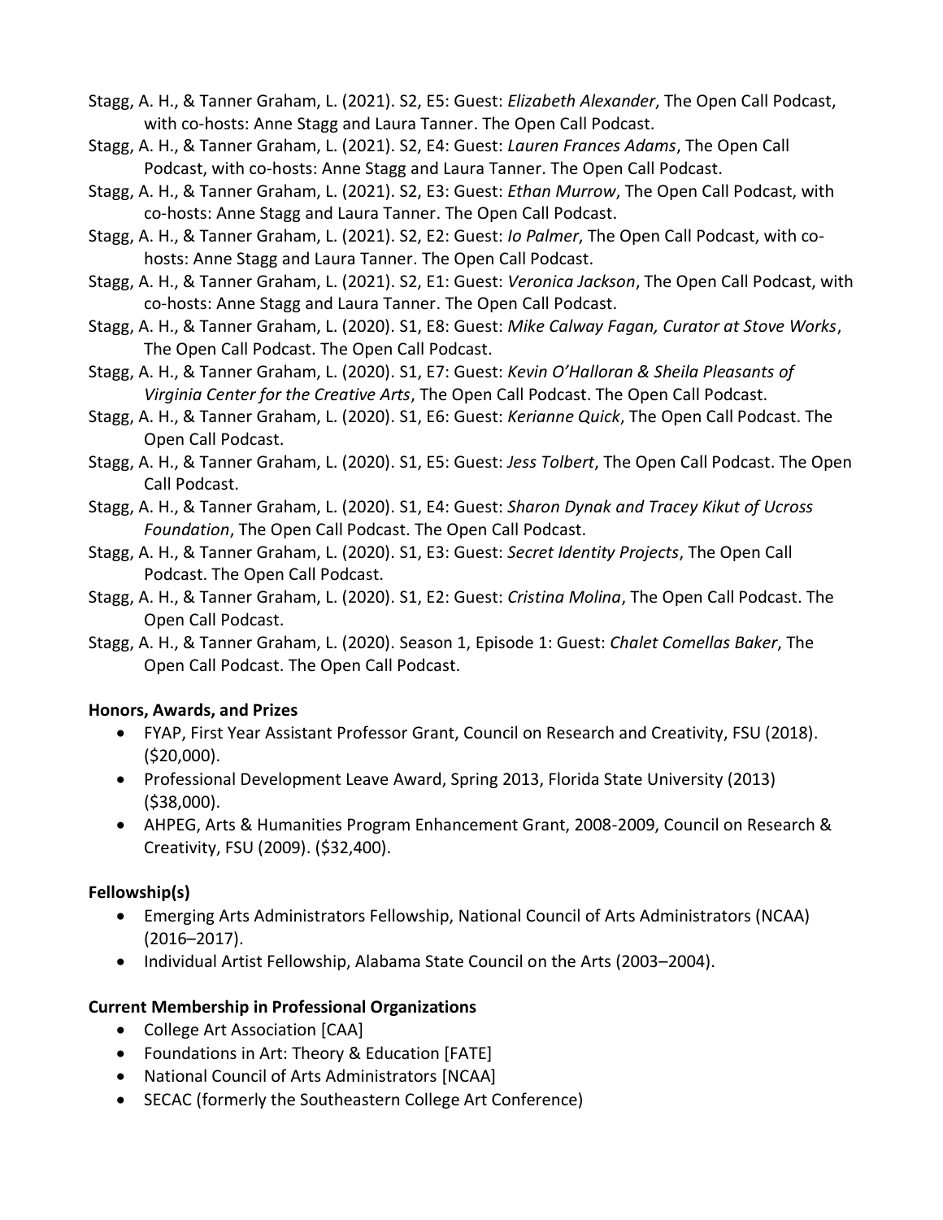Stagg, A. H., & Tanner Graham, L. (2021). S2, E5: Guest: *Elizabeth Alexander*, The Open Call Podcast, with co-hosts: Anne Stagg and Laura Tanner. The Open Call Podcast.

Stagg, A. H., & Tanner Graham, L. (2021). S2, E4: Guest: *Lauren Frances Adams*, The Open Call Podcast, with co-hosts: Anne Stagg and Laura Tanner. The Open Call Podcast.

Stagg, A. H., & Tanner Graham, L. (2021). S2, E3: Guest: *Ethan Murrow*, The Open Call Podcast, with co-hosts: Anne Stagg and Laura Tanner. The Open Call Podcast.

Stagg, A. H., & Tanner Graham, L. (2021). S2, E2: Guest: *Io Palmer*, The Open Call Podcast, with co-hosts: Anne Stagg and Laura Tanner. The Open Call Podcast.

Stagg, A. H., & Tanner Graham, L. (2021). S2, E1: Guest: *Veronica Jackson*, The Open Call Podcast, with co-hosts: Anne Stagg and Laura Tanner. The Open Call Podcast.

Stagg, A. H., & Tanner Graham, L. (2020). S1, E8: Guest: *Mike Calway Fagan, Curator at Stove Works*, The Open Call Podcast. The Open Call Podcast.

Stagg, A. H., & Tanner Graham, L. (2020). S1, E7: Guest: *Kevin O'Halloran & Sheila Pleasants of Virginia Center for the Creative Arts*, The Open Call Podcast. The Open Call Podcast.

Stagg, A. H., & Tanner Graham, L. (2020). S1, E6: Guest: *Kerianne Quick*, The Open Call Podcast. The Open Call Podcast.

Stagg, A. H., & Tanner Graham, L. (2020). S1, E5: Guest: *Jess Tolbert*, The Open Call Podcast. The Open Call Podcast.

Stagg, A. H., & Tanner Graham, L. (2020). S1, E4: Guest: *Sharon Dynak and Tracey Kikut of Ucross Foundation*, The Open Call Podcast. The Open Call Podcast.

Stagg, A. H., & Tanner Graham, L. (2020). S1, E3: Guest: *Secret Identity Projects*, The Open Call Podcast. The Open Call Podcast.

Stagg, A. H., & Tanner Graham, L. (2020). S1, E2: Guest: *Cristina Molina*, The Open Call Podcast. The Open Call Podcast.

Stagg, A. H., & Tanner Graham, L. (2020). Season 1, Episode 1: Guest: *Chalet Comellas Baker*, The Open Call Podcast. The Open Call Podcast.

**Honors, Awards, and Prizes**

- FYAP, First Year Assistant Professor Grant, Council on Research and Creativity, FSU (2018). ($20,000).
- Professional Development Leave Award, Spring 2013, Florida State University (2013) ($38,000).
- AHPEG, Arts & Humanities Program Enhancement Grant, 2008-2009, Council on Research & Creativity, FSU (2009). ($32,400).

**Fellowship(s)**

- Emerging Arts Administrators Fellowship, National Council of Arts Administrators (NCAA) (2016–2017).
- Individual Artist Fellowship, Alabama State Council on the Arts (2003–2004).

**Current Membership in Professional Organizations**

- College Art Association [CAA]
- Foundations in Art: Theory & Education [FATE]
- National Council of Arts Administrators [NCAA]
- SECAC (formerly the Southeastern College Art Conference)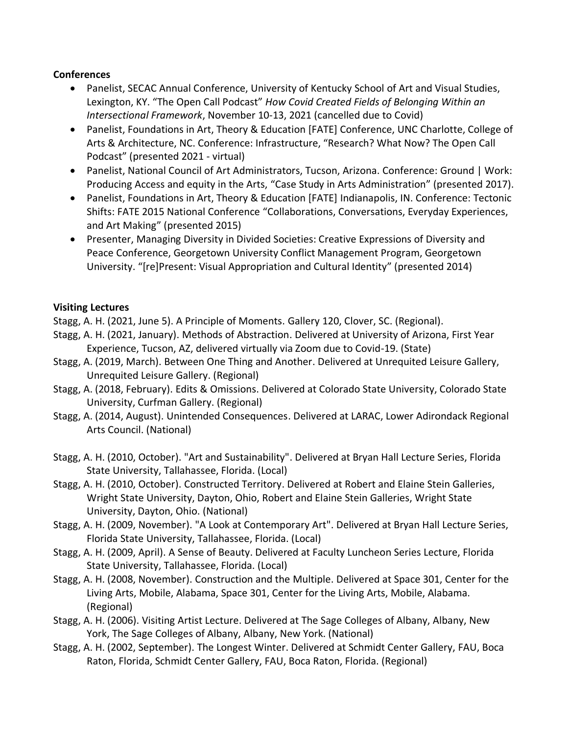**Conferences**

- Panelist, SECAC Annual Conference, University of Kentucky School of Art and Visual Studies, Lexington, KY. "The Open Call Podcast" *How Covid Created Fields of Belonging Within an Intersectional Framework*, November 10-13, 2021 (cancelled due to Covid)
- Panelist, Foundations in Art, Theory & Education [FATE] Conference, UNC Charlotte, College of Arts & Architecture, NC. Conference: Infrastructure, "Research? What Now? The Open Call Podcast" (presented 2021 - virtual)
- Panelist, National Council of Art Administrators, Tucson, Arizona. Conference: Ground | Work: Producing Access and equity in the Arts, "Case Study in Arts Administration" (presented 2017).
- Panelist, Foundations in Art, Theory & Education [FATE] Indianapolis, IN. Conference: Tectonic Shifts: FATE 2015 National Conference "Collaborations, Conversations, Everyday Experiences, and Art Making" (presented 2015)
- Presenter, Managing Diversity in Divided Societies: Creative Expressions of Diversity and Peace Conference, Georgetown University Conflict Management Program, Georgetown University. "[re]Present: Visual Appropriation and Cultural Identity" (presented 2014)

**Visiting Lectures**

Stagg, A. H. (2021, June 5). A Principle of Moments. Gallery 120, Clover, SC. (Regional).

Stagg, A. H. (2021, January). Methods of Abstraction. Delivered at University of Arizona, First Year Experience, Tucson, AZ, delivered virtually via Zoom due to Covid-19. (State)

Stagg, A. (2019, March). Between One Thing and Another. Delivered at Unrequited Leisure Gallery, Unrequited Leisure Gallery. (Regional)

Stagg, A. (2018, February). Edits & Omissions. Delivered at Colorado State University, Colorado State University, Curfman Gallery. (Regional)

Stagg, A. (2014, August). Unintended Consequences. Delivered at LARAC, Lower Adirondack Regional Arts Council. (National)

Stagg, A. H. (2010, October). "Art and Sustainability". Delivered at Bryan Hall Lecture Series, Florida State University, Tallahassee, Florida. (Local)

Stagg, A. H. (2010, October). Constructed Territory. Delivered at Robert and Elaine Stein Galleries, Wright State University, Dayton, Ohio, Robert and Elaine Stein Galleries, Wright State University, Dayton, Ohio. (National)

Stagg, A. H. (2009, November). "A Look at Contemporary Art". Delivered at Bryan Hall Lecture Series, Florida State University, Tallahassee, Florida. (Local)

Stagg, A. H. (2009, April). A Sense of Beauty. Delivered at Faculty Luncheon Series Lecture, Florida State University, Tallahassee, Florida. (Local)

Stagg, A. H. (2008, November). Construction and the Multiple. Delivered at Space 301, Center for the Living Arts, Mobile, Alabama, Space 301, Center for the Living Arts, Mobile, Alabama. (Regional)

Stagg, A. H. (2006). Visiting Artist Lecture. Delivered at The Sage Colleges of Albany, Albany, New York, The Sage Colleges of Albany, Albany, New York. (National)

Stagg, A. H. (2002, September). The Longest Winter. Delivered at Schmidt Center Gallery, FAU, Boca Raton, Florida, Schmidt Center Gallery, FAU, Boca Raton, Florida. (Regional)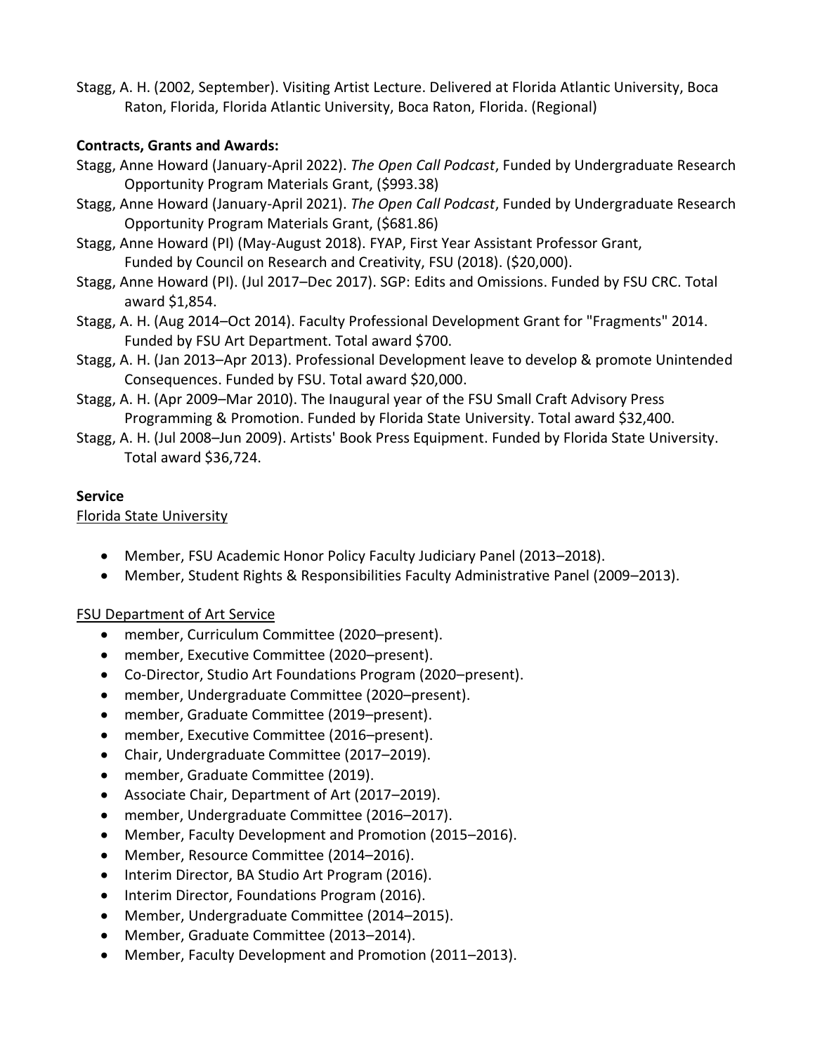Stagg, A. H. (2002, September). Visiting Artist Lecture. Delivered at Florida Atlantic University, Boca Raton, Florida, Florida Atlantic University, Boca Raton, Florida. (Regional)

**Contracts, Grants and Awards:**

Stagg, Anne Howard (January-April 2022). *The Open Call Podcast*, Funded by Undergraduate Research Opportunity Program Materials Grant, ($993.38)

Stagg, Anne Howard (January-April 2021). *The Open Call Podcast*, Funded by Undergraduate Research Opportunity Program Materials Grant, ($681.86)

Stagg, Anne Howard (PI) (May-August 2018). FYAP, First Year Assistant Professor Grant, Funded by Council on Research and Creativity, FSU (2018). ($20,000).

Stagg, Anne Howard (PI). (Jul 2017–Dec 2017). SGP: Edits and Omissions. Funded by FSU CRC. Total award $1,854.

Stagg, A. H. (Aug 2014–Oct 2014). Faculty Professional Development Grant for "Fragments" 2014. Funded by FSU Art Department. Total award $700.

Stagg, A. H. (Jan 2013–Apr 2013). Professional Development leave to develop & promote Unintended Consequences. Funded by FSU. Total award $20,000.

Stagg, A. H. (Apr 2009–Mar 2010). The Inaugural year of the FSU Small Craft Advisory Press Programming & Promotion. Funded by Florida State University. Total award $32,400.

Stagg, A. H. (Jul 2008–Jun 2009). Artists' Book Press Equipment. Funded by Florida State University. Total award $36,724.

**Service**

Florida State University

- Member, FSU Academic Honor Policy Faculty Judiciary Panel (2013–2018).
- Member, Student Rights & Responsibilities Faculty Administrative Panel (2009–2013).

FSU Department of Art Service

- member, Curriculum Committee (2020–present).
- member, Executive Committee (2020–present).
- Co-Director, Studio Art Foundations Program (2020–present).
- member, Undergraduate Committee (2020–present).
- member, Graduate Committee (2019–present).
- member, Executive Committee (2016–present).
- Chair, Undergraduate Committee (2017–2019).
- member, Graduate Committee (2019).
- Associate Chair, Department of Art (2017–2019).
- member, Undergraduate Committee (2016–2017).
- Member, Faculty Development and Promotion (2015–2016).
- Member, Resource Committee (2014–2016).
- Interim Director, BA Studio Art Program (2016).
- Interim Director, Foundations Program (2016).
- Member, Undergraduate Committee (2014–2015).
- Member, Graduate Committee (2013–2014).
- Member, Faculty Development and Promotion (2011–2013).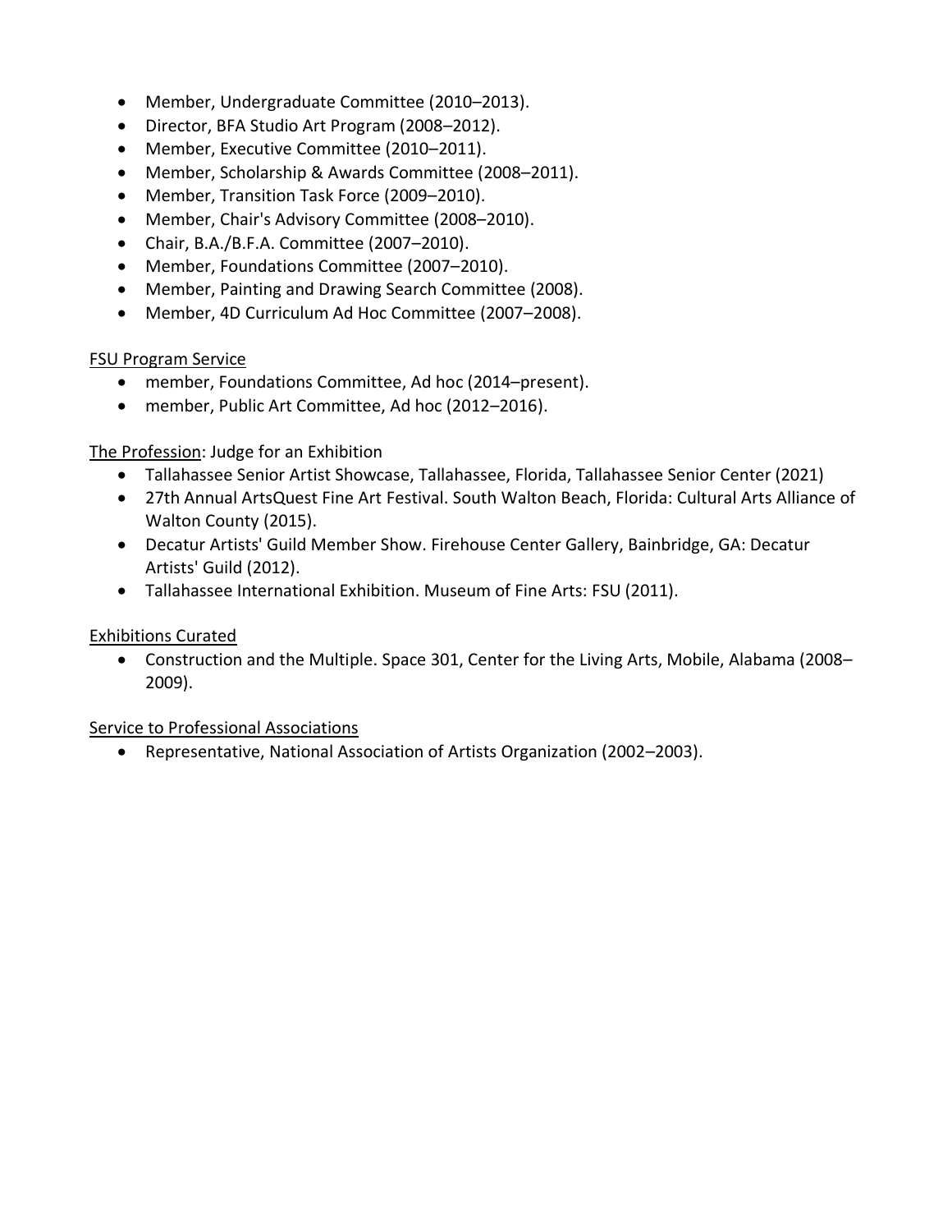- Member, Undergraduate Committee (2010–2013).
- Director, BFA Studio Art Program (2008–2012).
- Member, Executive Committee (2010–2011).
- Member, Scholarship & Awards Committee (2008–2011).
- Member, Transition Task Force (2009–2010).
- Member, Chair's Advisory Committee (2008–2010).
- Chair, B.A./B.F.A. Committee (2007–2010).
- Member, Foundations Committee (2007–2010).
- Member, Painting and Drawing Search Committee (2008).
- Member, 4D Curriculum Ad Hoc Committee (2007–2008).

<u>FSU Program Service</u>

- member, Foundations Committee, Ad hoc (2014–present).
- member, Public Art Committee, Ad hoc (2012–2016).

<u>The Profession</u>: Judge for an Exhibition

- Tallahassee Senior Artist Showcase, Tallahassee, Florida, Tallahassee Senior Center (2021)
- 27th Annual ArtsQuest Fine Art Festival. South Walton Beach, Florida: Cultural Arts Alliance of Walton County (2015).
- Decatur Artists' Guild Member Show. Firehouse Center Gallery, Bainbridge, GA: Decatur Artists' Guild (2012).
- Tallahassee International Exhibition. Museum of Fine Arts: FSU (2011).

<u>Exhibitions Curated</u>

- Construction and the Multiple. Space 301, Center for the Living Arts, Mobile, Alabama (2008–2009).

<u>Service to Professional Associations</u>

- Representative, National Association of Artists Organization (2002–2003).